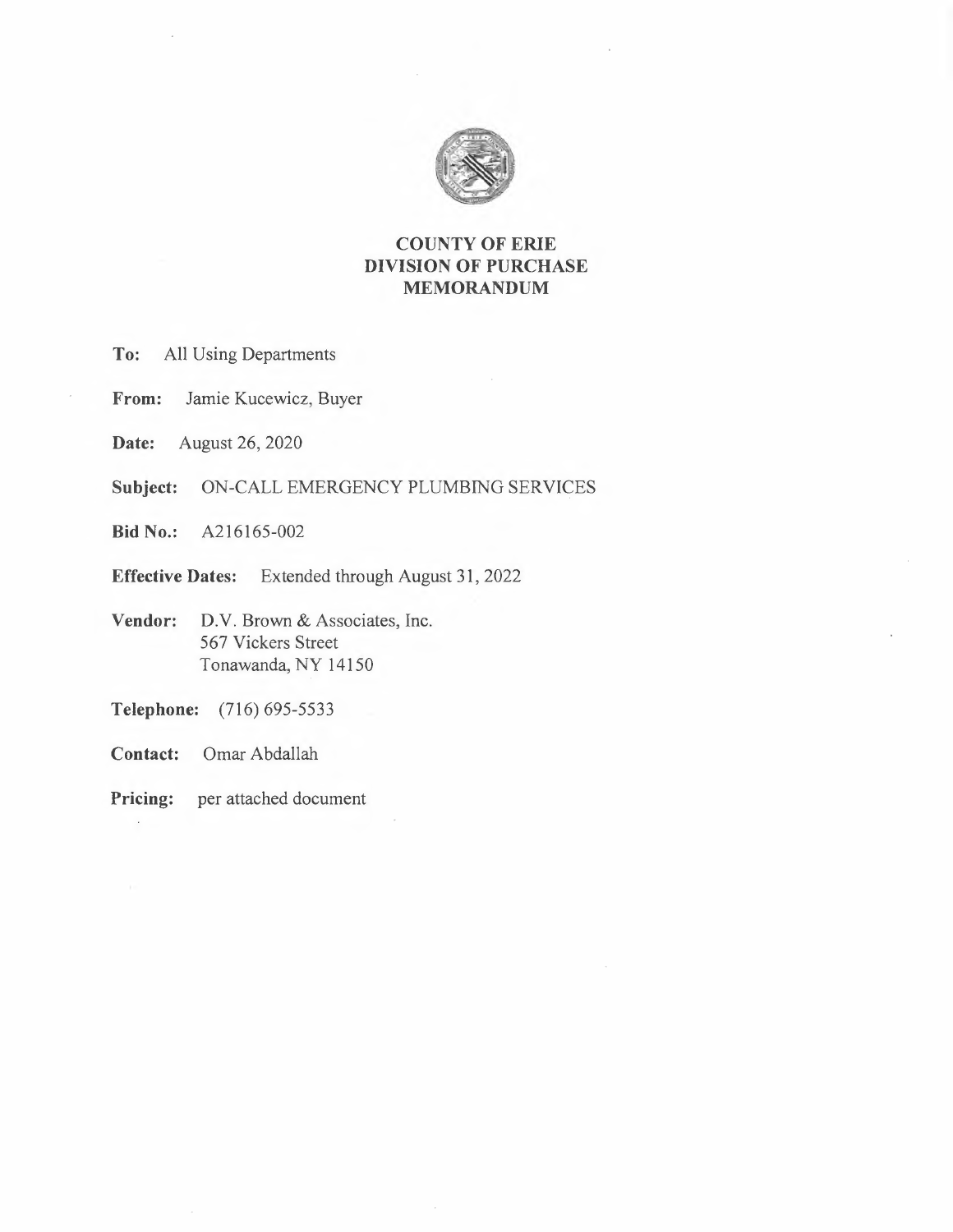# COUNTY OF ERIE
## DIVISION OF PURCHASE
## MEMORANDUM

**To:** All Using Departments

**From:** Jamie Kucewicz, Buyer

**Date:** August 26, 2020

**Subject:** ON-CALL EMERGENCY PLUMBING SERVICES

**Bid No.:** A216165-002

**Effective Dates:** Extended through August 31, 2022

**Vendor:** D.V. Brown & Associates, Inc.
567 Vickers Street
Tonawanda, NY 14150

**Telephone:** (716) 695-5533

**Contact:** Omar Abdallah

**Pricing:** per attached document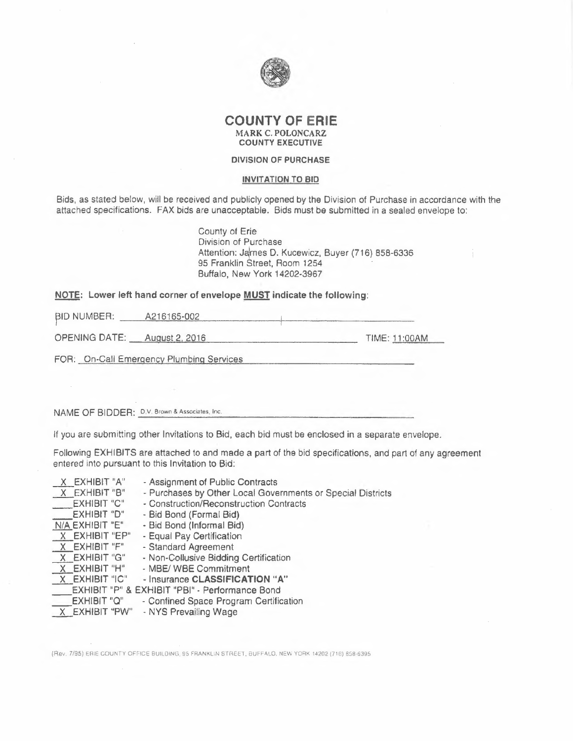# COUNTY OF ERIE

**MARK C. POLONCARZ**
**COUNTY EXECUTIVE**

**DIVISION OF PURCHASE**

**INVITATION TO BID**

Bids, as stated below, will be received and publicly opened by the Division of Purchase in accordance with the attached specifications. FAX bids are unacceptable. Bids must be submitted in a sealed envelope to:

County of Erie
Division of Purchase
Attention: James D. Kucewicz, Buyer (716) 858-6336
95 Franklin Street, Room 1254
Buffalo, New York 14202-3967

**NOTE: Lower left hand corner of envelope MUST indicate the following:**

BID NUMBER: A216165-002

OPENING DATE: August 2, 2016 TIME: 11:00AM

FOR: On-Call Emergency Plumbing Services

NAME OF BIDDER: D.V. Brown & Associates, Inc.

If you are submitting other Invitations to Bid, each bid must be enclosed in a separate envelope.

Following EXHIBITS are attached to and made a part of the bid specifications, and part of any agreement entered into pursuant to this Invitation to Bid:

X EXHIBIT "A" - Assignment of Public Contracts
X EXHIBIT "B" - Purchases by Other Local Governments or Special Districts
\_\_\_ EXHIBIT "C" - Construction/Reconstruction Contracts
\_\_\_ EXHIBIT "D" - Bid Bond (Formal Bid)
N/A EXHIBIT "E" - Bid Bond (Informal Bid)
X EXHIBIT "EP" - Equal Pay Certification
X EXHIBIT "F" - Standard Agreement
X EXHIBIT "G" - Non-Collusive Bidding Certification
X EXHIBIT "H" - MBE/ WBE Commitment
X EXHIBIT "IC" - Insurance **CLASSIFICATION "A"**
\_\_\_ EXHIBIT "P" & EXHIBIT "PBI" - Performance Bond
\_\_\_ EXHIBIT "Q" - Confined Space Program Certification
X EXHIBIT "PW" - NYS Prevailing Wage

(Rev. 7/95) ERIE COUNTY OFFICE BUILDING, 95 FRANKLIN STREET, BUFFALO, NEW YORK 14202 (716) 858-6395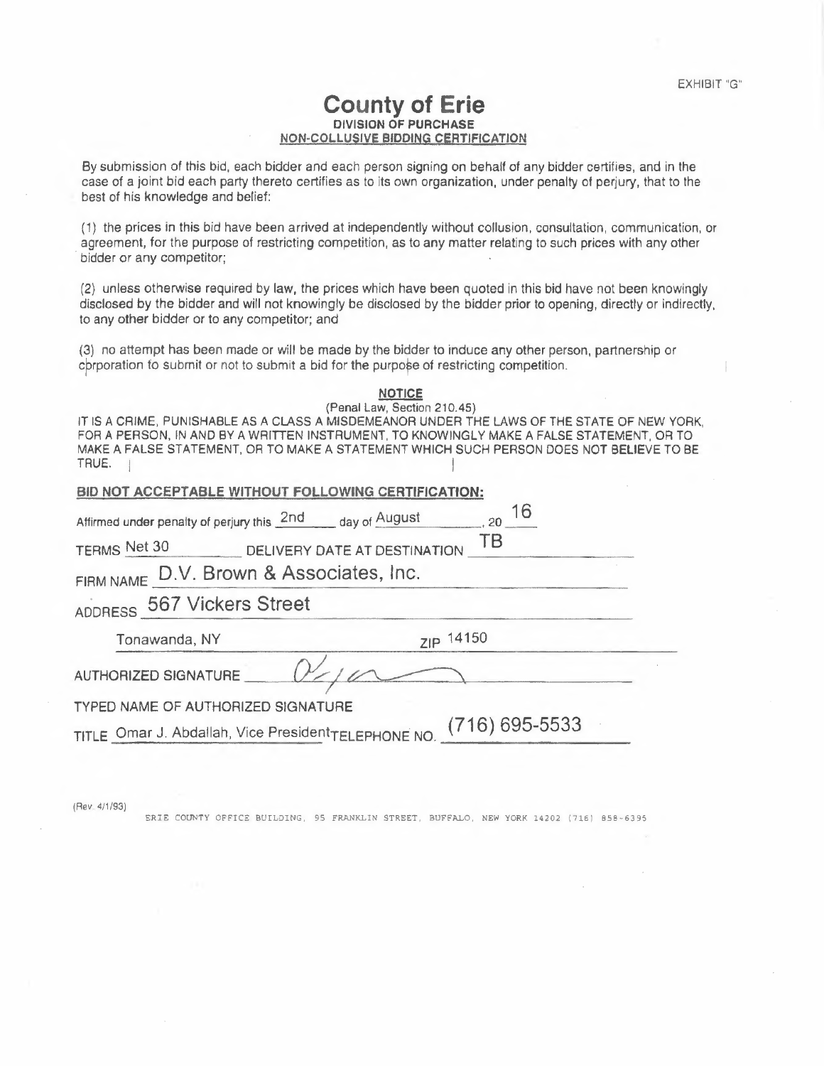EXHIBIT "G"

# County of Erie

**DIVISION OF PURCHASE**

**NON-COLLUSIVE BIDDING CERTIFICATION**

By submission of this bid, each bidder and each person signing on behalf of any bidder certifies, and in the case of a joint bid each party thereto certifies as to its own organization, under penalty of perjury, that to the best of his knowledge and belief:

(1) the prices in this bid have been arrived at independently without collusion, consultation, communication, or agreement, for the purpose of restricting competition, as to any matter relating to such prices with any other bidder or any competitor;

(2) unless otherwise required by law, the prices which have been quoted in this bid have not been knowingly disclosed by the bidder and will not knowingly be disclosed by the bidder prior to opening, directly or indirectly, to any other bidder or to any competitor; and

(3) no attempt has been made or will be made by the bidder to induce any other person, partnership or corporation to submit or not to submit a bid for the purpose of restricting competition.

**NOTICE**

(Penal Law, Section 210.45)

IT IS A CRIME, PUNISHABLE AS A CLASS A MISDEMEANOR UNDER THE LAWS OF THE STATE OF NEW YORK, FOR A PERSON, IN AND BY A WRITTEN INSTRUMENT, TO KNOWINGLY MAKE A FALSE STATEMENT, OR TO MAKE A FALSE STATEMENT, OR TO MAKE A STATEMENT WHICH SUCH PERSON DOES NOT BELIEVE TO BE TRUE.

**BID NOT ACCEPTABLE WITHOUT FOLLOWING CERTIFICATION:**

Affirmed under penalty of perjury this 2nd day of August, 20 16

TERMS Net 30 DELIVERY DATE AT DESTINATION TB

FIRM NAME D.V. Brown & Associates, Inc.

ADDRESS 567 Vickers Street

Tonawanda, NY ZIP 14150

AUTHORIZED SIGNATURE [signature]

TYPED NAME OF AUTHORIZED SIGNATURE

TITLE Omar J. Abdallah, Vice President TELEPHONE NO. (716) 695-5533

(Rev. 4/1/93)

ERIE COUNTY OFFICE BUILDING, 95 FRANKLIN STREET, BUFFALO, NEW YORK 14202 (716) 858-6395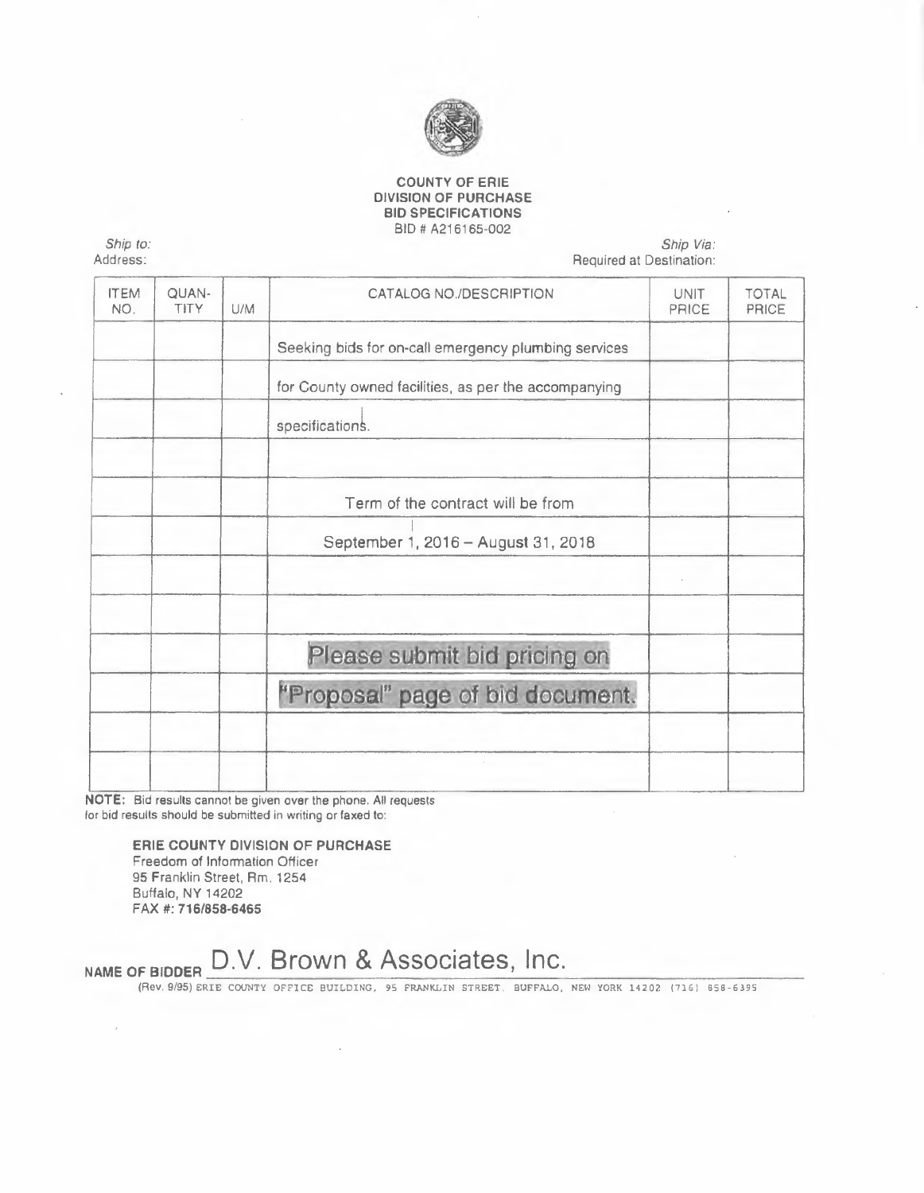**COUNTY OF ERIE**
**DIVISION OF PURCHASE**
**BID SPECIFICATIONS**
BID # A216165-002

*Ship to:*
Address:

*Ship Via:*
Required at Destination:

| ITEM NO. | QUAN-TITY | U/M | CATALOG NO./DESCRIPTION | UNIT PRICE | TOTAL PRICE |
|---|---|---|---|---|---|
| | | | Seeking bids for on-call emergency plumbing services | | |
| | | | for County owned facilities, as per the accompanying | | |
| | | | specifications. | | |
| | | | | | |
| | | | Term of the contract will be from | | |
| | | | September 1, 2016 – August 31, 2018 | | |
| | | | | | |
| | | | | | |
| | | | Please submit bid pricing on | | |
| | | | "Proposal" page of bid document. | | |
| | | | | | |
| | | | | | |

**NOTE:** Bid results cannot be given over the phone. All requests for bid results should be submitted in writing or faxed to:

**ERIE COUNTY DIVISION OF PURCHASE**
Freedom of Information Officer
95 Franklin Street, Rm. 1254
Buffalo, NY 14202
FAX #: **716/858-6465**

**NAME OF BIDDER** D.V. Brown & Associates, Inc.

(Rev. 9/95) ERIE COUNTY OFFICE BUILDING, 95 FRANKLIN STREET. BUFFALO, NEW YORK 14202 (716) 858-6395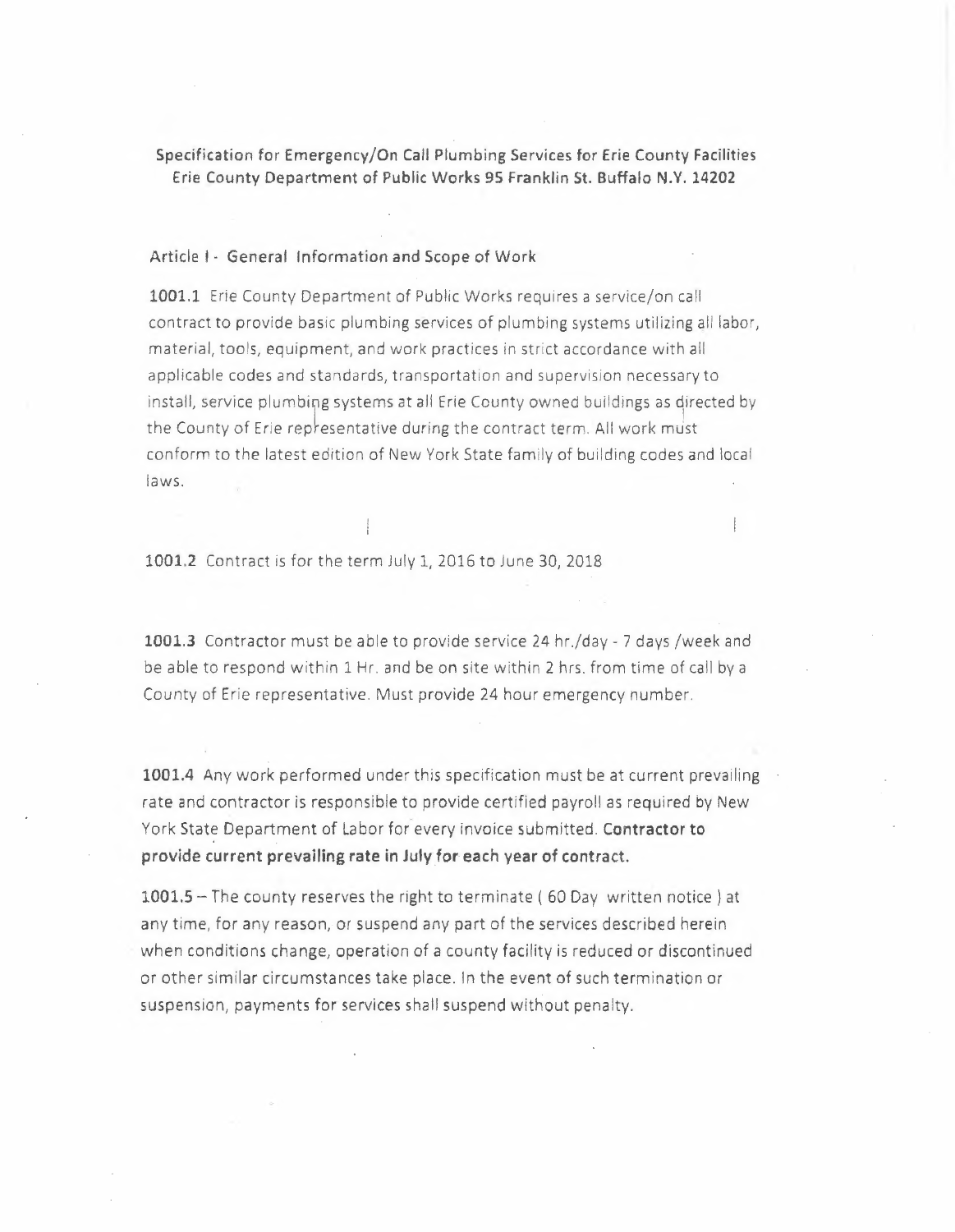**Specification for Emergency/On Call Plumbing Services for Erie County Facilities**
**Erie County Department of Public Works 95 Franklin St. Buffalo N.Y. 14202**

Article I - General Information and Scope of Work

**1001.1** Erie County Department of Public Works requires a service/on call contract to provide basic plumbing services of plumbing systems utilizing all labor, material, tools, equipment, and work practices in strict accordance with all applicable codes and standards, transportation and supervision necessary to install, service plumbing systems at all Erie County owned buildings as directed by the County of Erie representative during the contract term. All work must conform to the latest edition of New York State family of building codes and local laws.

**1001.2** Contract is for the term July 1, 2016 to June 30, 2018

**1001.3** Contractor must be able to provide service 24 hr./day - 7 days /week and be able to respond within 1 Hr. and be on site within 2 hrs. from time of call by a County of Erie representative. Must provide 24 hour emergency number.

**1001.4** Any work performed under this specification must be at current prevailing rate and contractor is responsible to provide certified payroll as required by New York State Department of Labor for every invoice submitted. **Contractor to provide current prevailing rate in July for each year of contract.**

**1001.5** – The county reserves the right to terminate ( 60 Day written notice ) at any time, for any reason, or suspend any part of the services described herein when conditions change, operation of a county facility is reduced or discontinued or other similar circumstances take place. In the event of such termination or suspension, payments for services shall suspend without penalty.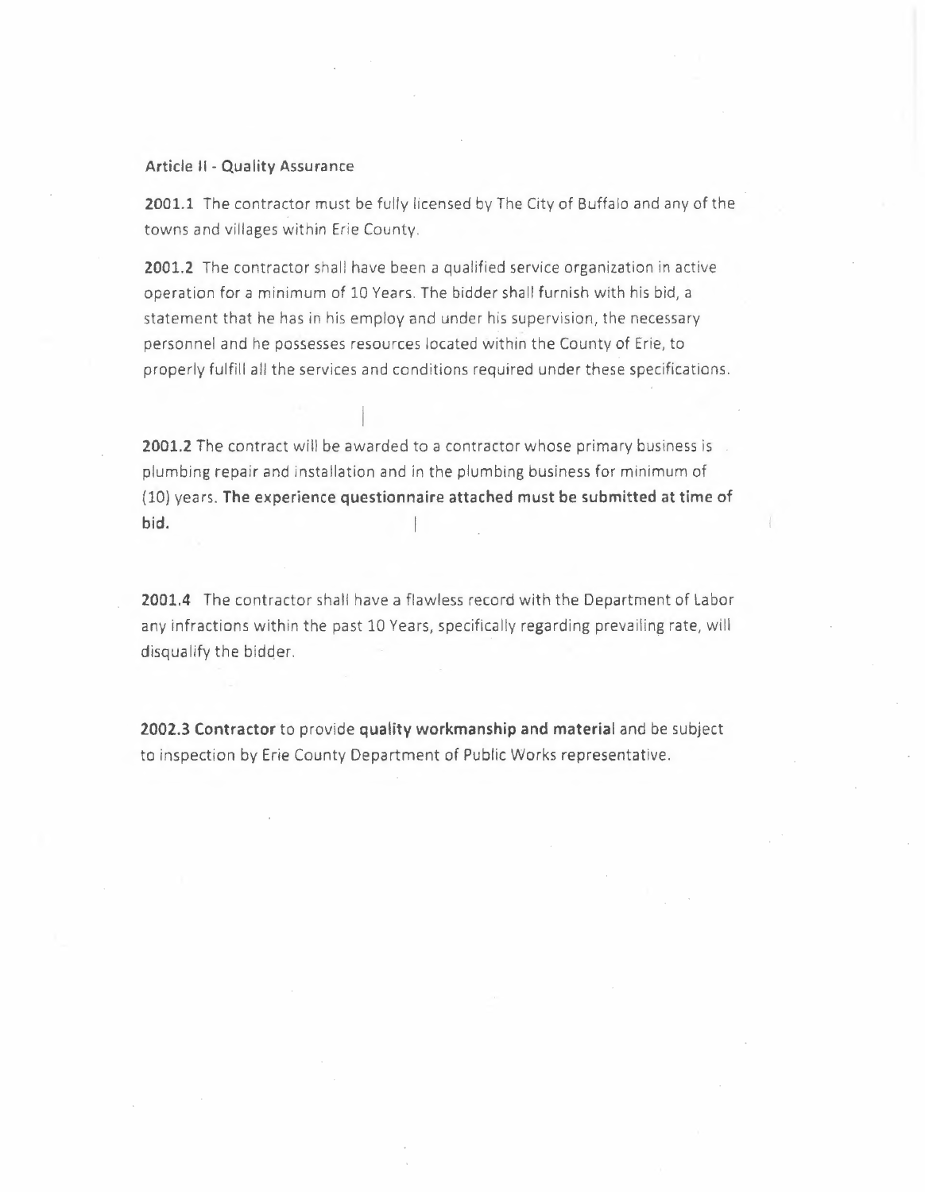**Article II - Quality Assurance**

**2001.1** The contractor must be fully licensed by The City of Buffalo and any of the towns and villages within Erie County.

**2001.2** The contractor shall have been a qualified service organization in active operation for a minimum of 10 Years. The bidder shall furnish with his bid, a statement that he has in his employ and under his supervision, the necessary personnel and he possesses resources located within the County of Erie, to properly fulfill all the services and conditions required under these specifications.

**2001.2** The contract will be awarded to a contractor whose primary business is plumbing repair and installation and in the plumbing business for minimum of (10) years. **The experience questionnaire attached must be submitted at time of bid.**

**2001.4** The contractor shall have a flawless record with the Department of Labor any infractions within the past 10 Years, specifically regarding prevailing rate, will disqualify the bidder.

**2002.3 Contractor** to provide **quality workmanship and material** and be subject to inspection by Erie County Department of Public Works representative.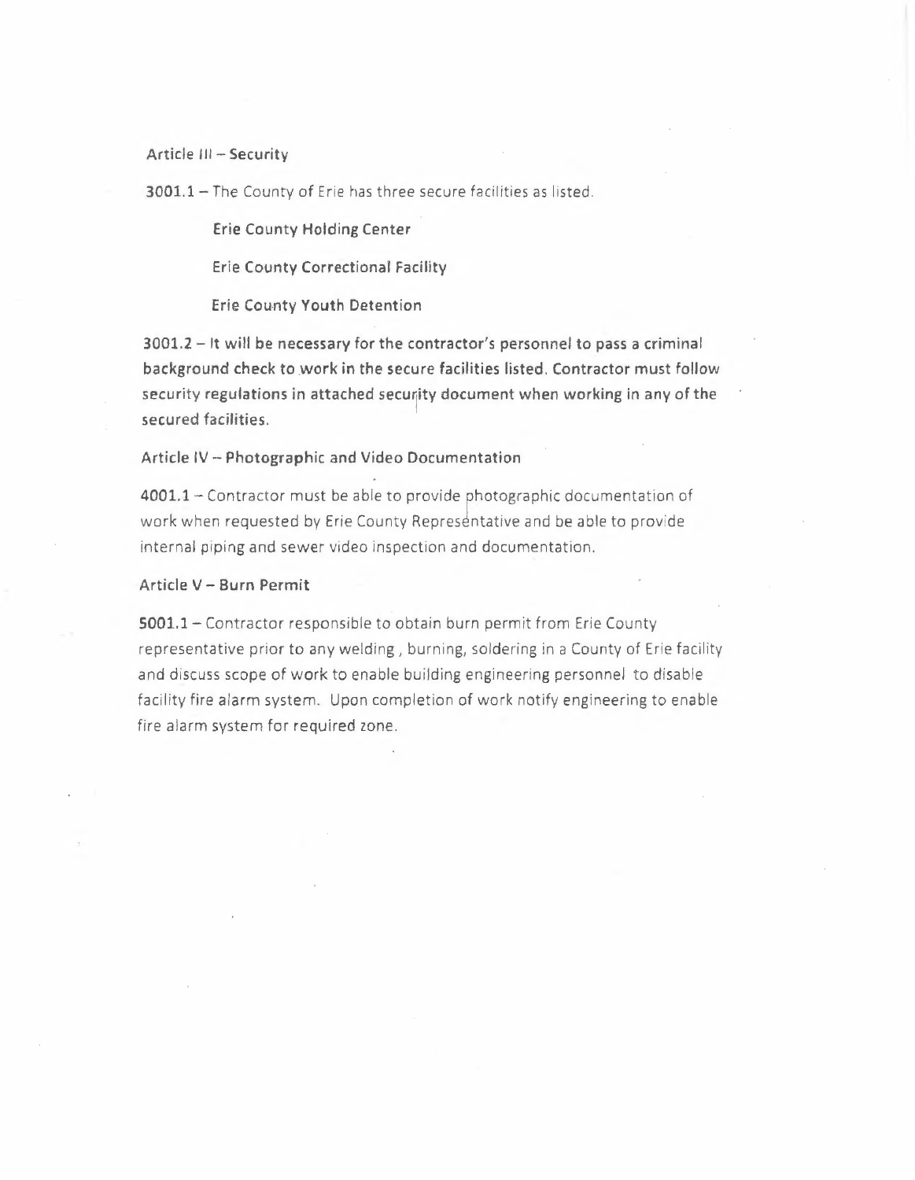## Article III – Security

**3001.1** – The County of Erie has three secure facilities as listed.

**Erie County Holding Center**

**Erie County Correctional Facility**

**Erie County Youth Detention**

**3001.2 – It will be necessary for the contractor's personnel to pass a criminal background check to work in the secure facilities listed. Contractor must follow security regulations in attached security document when working in any of the secured facilities.**

## Article IV – Photographic and Video Documentation

**4001.1** – Contractor must be able to provide photographic documentation of work when requested by Erie County Representative and be able to provide internal piping and sewer video inspection and documentation.

## Article V – Burn Permit

**5001.1** – Contractor responsible to obtain burn permit from Erie County representative prior to any welding , burning, soldering in a County of Erie facility and discuss scope of work to enable building engineering personnel to disable facility fire alarm system. Upon completion of work notify engineering to enable fire alarm system for required zone.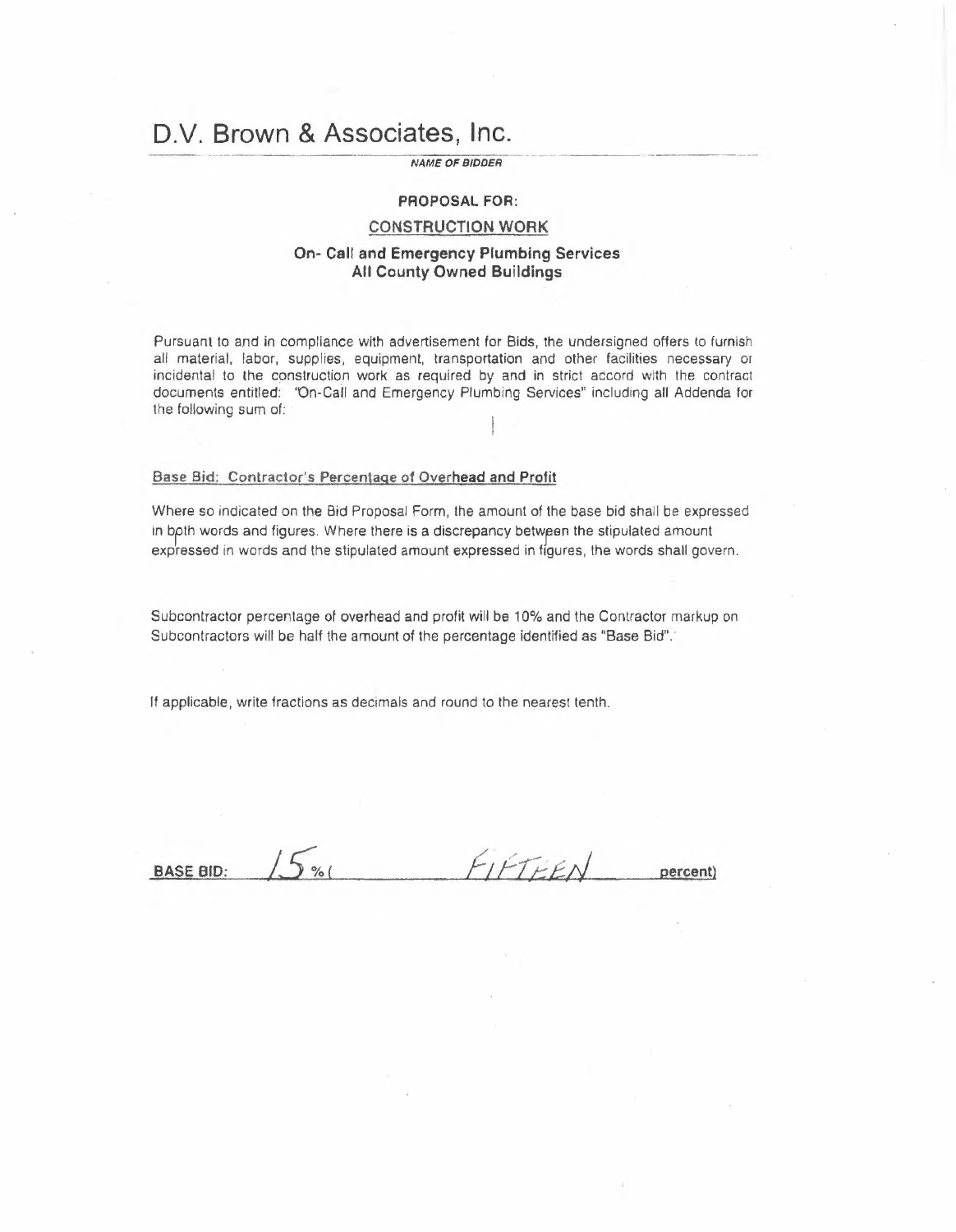# D.V. Brown & Associates, Inc.

***NAME OF BIDDER***

**PROPOSAL FOR:**

**CONSTRUCTION WORK**

**On- Call and Emergency Plumbing Services**
**All County Owned Buildings**

Pursuant to and in compliance with advertisement for Bids, the undersigned offers to furnish all material, labor, supplies, equipment, transportation and other facilities necessary or incidental to the construction work as required by and in strict accord with the contract documents entitled: "On-Call and Emergency Plumbing Services" including all Addenda for the following sum of:

**Base Bid: Contractor's Percentage of Overhead and Profit**

Where so indicated on the Bid Proposal Form, the amount of the base bid shall be expressed in both words and figures. Where there is a discrepancy between the stipulated amount expressed in words and the stipulated amount expressed in figures, the words shall govern.

Subcontractor percentage of overhead and profit will be 10% and the Contractor markup on Subcontractors will be half the amount of the percentage identified as "Base Bid".

If applicable, write fractions as decimals and round to the nearest tenth.

**BASE BID:** 15 % ( FIFTEEN **percent)**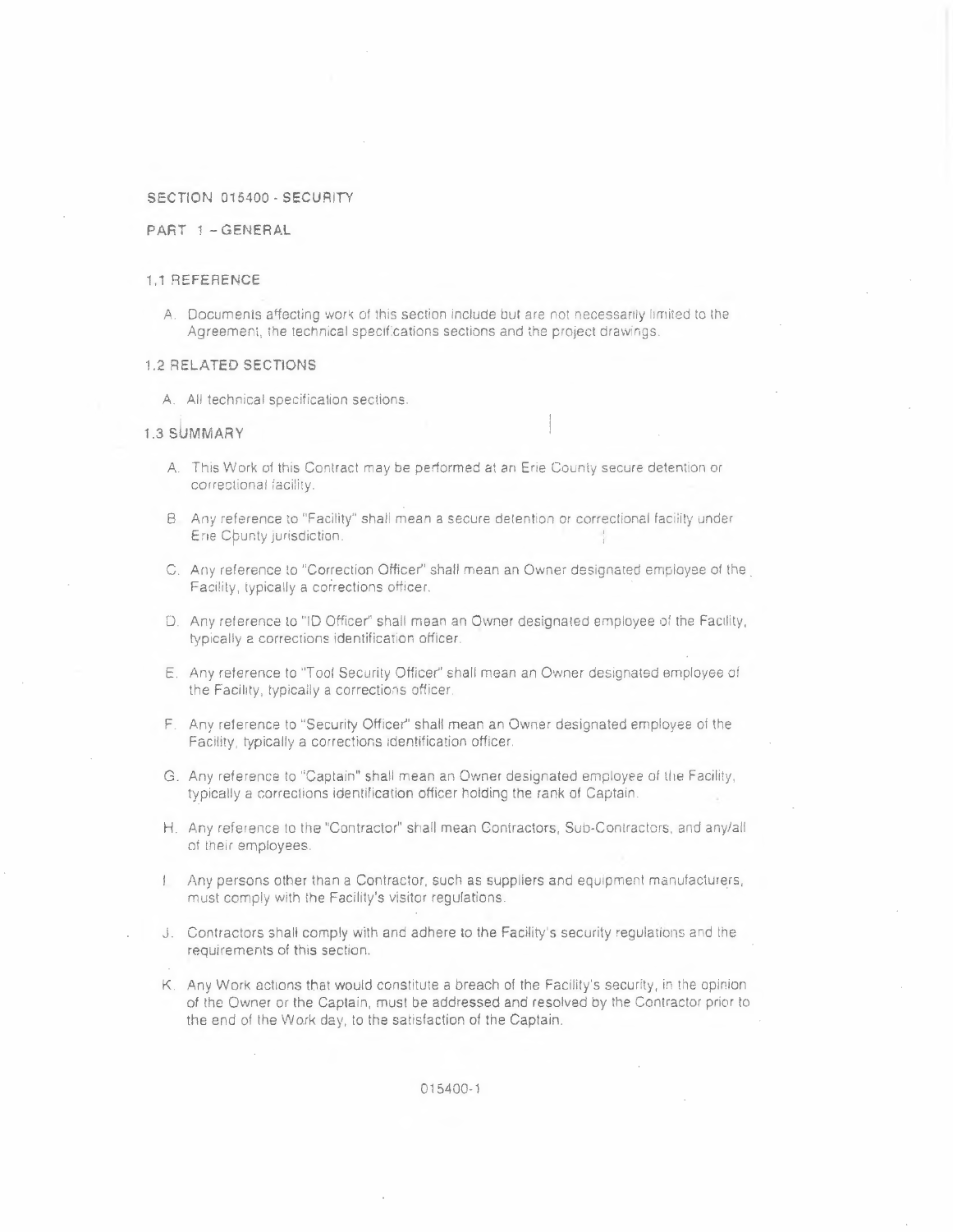# SECTION 015400 - SECURITY

## PART 1 – GENERAL

### 1.1 REFERENCE

A. Documents affecting work of this section include but are not necessarily limited to the Agreement, the technical specifications sections and the project drawings.

### 1.2 RELATED SECTIONS

A. All technical specification sections.

### 1.3 SUMMARY

A. This Work of this Contract may be performed at an Erie County secure detention or correctional facility.

B. Any reference to "Facility" shall mean a secure detention or correctional facility under Erie County jurisdiction.

C. Any reference to "Correction Officer" shall mean an Owner designated employee of the Facility, typically a corrections officer.

D. Any reference to "ID Officer" shall mean an Owner designated employee of the Facility, typically a corrections identification officer.

E. Any reference to "Tool Security Officer" shall mean an Owner designated employee of the Facility, typically a corrections officer.

F. Any reference to "Security Officer" shall mean an Owner designated employee of the Facility, typically a corrections identification officer.

G. Any reference to "Captain" shall mean an Owner designated employee of the Facility, typically a corrections identification officer holding the rank of Captain.

H. Any reference to the "Contractor" shall mean Contractors, Sub-Contractors, and any/all of their employees.

I. Any persons other than a Contractor, such as suppliers and equipment manufacturers, must comply with the Facility's visitor regulations.

J. Contractors shall comply with and adhere to the Facility's security regulations and the requirements of this section.

K. Any Work actions that would constitute a breach of the Facility's security, in the opinion of the Owner or the Captain, must be addressed and resolved by the Contractor prior to the end of the Work day, to the satisfaction of the Captain.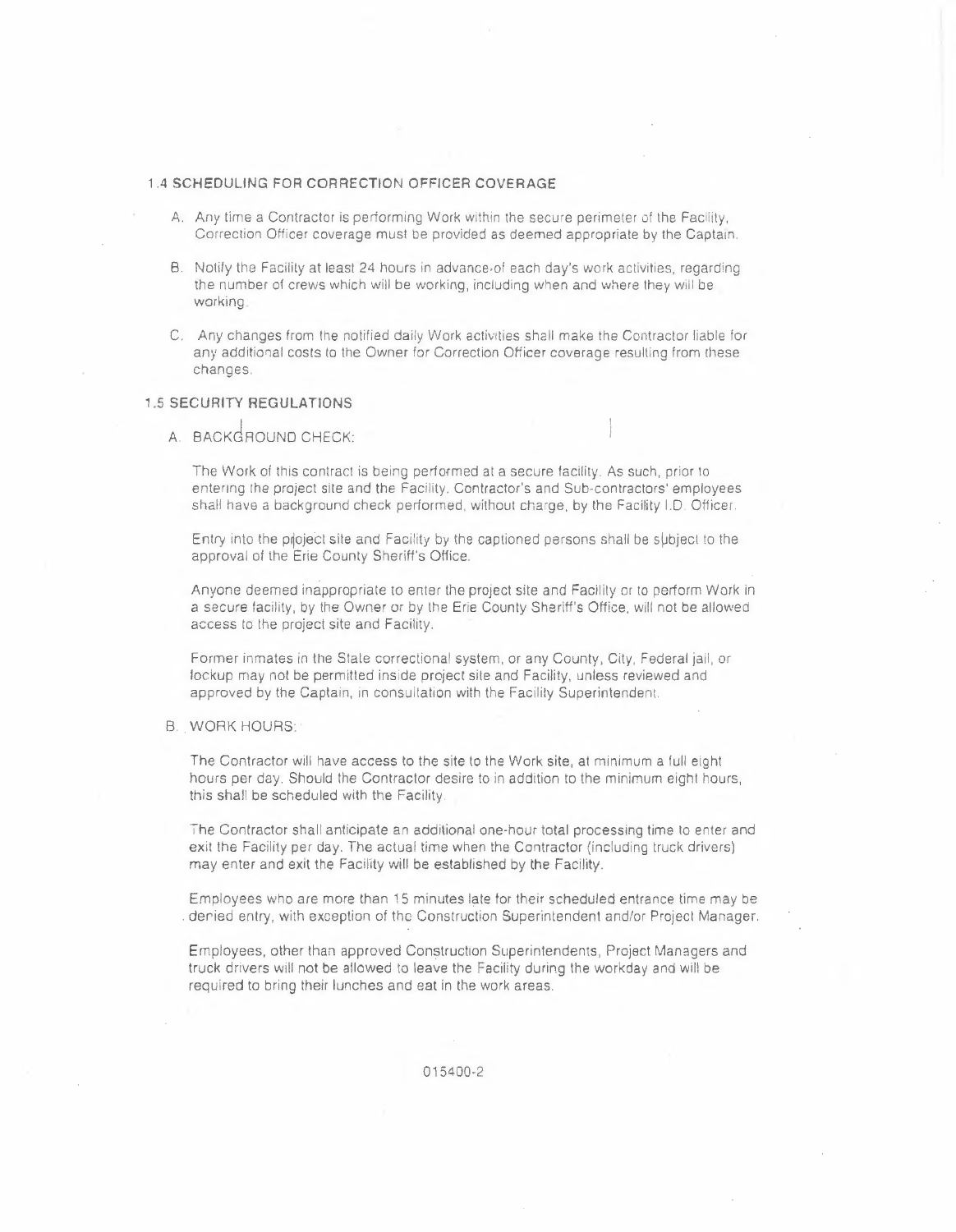### 1.4 SCHEDULING FOR CORRECTION OFFICER COVERAGE

A. Any time a Contractor is performing Work within the secure perimeter of the Facility, Correction Officer coverage must be provided as deemed appropriate by the Captain.

B. Notify the Facility at least 24 hours in advance of each day's work activities, regarding the number of crews which will be working, including when and where they will be working.

C. Any changes from the notified daily Work activities shall make the Contractor liable for any additional costs to the Owner for Correction Officer coverage resulting from these changes.

### 1.5 SECURITY REGULATIONS

A. BACKGROUND CHECK:

The Work of this contract is being performed at a secure facility. As such, prior to entering the project site and the Facility, Contractor's and Sub-contractors' employees shall have a background check performed, without charge, by the Facility I.D. Officer.

Entry into the project site and Facility by the captioned persons shall be subject to the approval of the Erie County Sheriff's Office.

Anyone deemed inappropriate to enter the project site and Facility or to perform Work in a secure facility, by the Owner or by the Erie County Sheriff's Office, will not be allowed access to the project site and Facility.

Former inmates in the State correctional system, or any County, City, Federal jail, or lockup may not be permitted inside project site and Facility, unless reviewed and approved by the Captain, in consultation with the Facility Superintendent.

B. WORK HOURS:

The Contractor will have access to the site to the Work site, at minimum a full eight hours per day. Should the Contractor desire to in addition to the minimum eight hours, this shall be scheduled with the Facility.

The Contractor shall anticipate an additional one-hour total processing time to enter and exit the Facility per day. The actual time when the Contractor (including truck drivers) may enter and exit the Facility will be established by the Facility.

Employees who are more than 15 minutes late for their scheduled entrance time may be denied entry, with exception of the Construction Superintendent and/or Project Manager.

Employees, other than approved Construction Superintendents, Project Managers and truck drivers will not be allowed to leave the Facility during the workday and will be required to bring their lunches and eat in the work areas.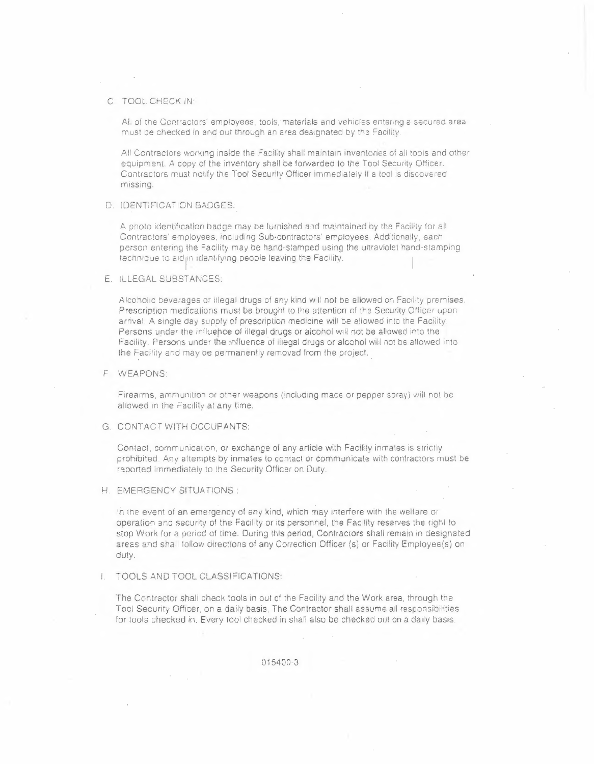C. TOOL CHECK IN:

All of the Contractors' employees, tools, materials and vehicles entering a secured area must be checked in and out through an area designated by the Facility.

All Contractors working inside the Facility shall maintain inventories of all tools and other equipment. A copy of the inventory shall be forwarded to the Tool Security Officer. Contractors must notify the Tool Security Officer immediately if a tool is discovered missing.

D. IDENTIFICATION BADGES:

A photo identification badge may be furnished and maintained by the Facility for all Contractors' employees, including Sub-contractors' employees. Additionally, each person entering the Facility may be hand-stamped using the ultraviolet hand-stamping technique to aid in identifying people leaving the Facility.

E. ILLEGAL SUBSTANCES:

Alcoholic beverages or illegal drugs of any kind will not be allowed on Facility premises. Prescription medications must be brought to the attention of the Security Officer upon arrival. A single day supply of prescription medicine will be allowed into the Facility. Persons under the influence of illegal drugs or alcohol will not be allowed into the Facility. Persons under the influence of illegal drugs or alcohol will not be allowed into the Facility and may be permanently removed from the project.

F. WEAPONS:

Firearms, ammunition or other weapons (including mace or pepper spray) will not be allowed in the Facility at any time.

G. CONTACT WITH OCCUPANTS:

Contact, communication, or exchange of any article with Facility inmates is strictly prohibited. Any attempts by inmates to contact or communicate with contractors must be reported immediately to the Security Officer on Duty.

H. EMERGENCY SITUATIONS:

In the event of an emergency of any kind, which may interfere with the welfare or operation and security of the Facility or its personnel, the Facility reserves the right to stop Work for a period of time. During this period, Contractors shall remain in designated areas and shall follow directions of any Correction Officer (s) or Facility Employee(s) on duty.

I. TOOLS AND TOOL CLASSIFICATIONS:

The Contractor shall check tools in out of the Facility and the Work area, through the Tool Security Officer, on a daily basis. The Contractor shall assume all responsibilities for tools checked in. Every tool checked in shall also be checked out on a daily basis.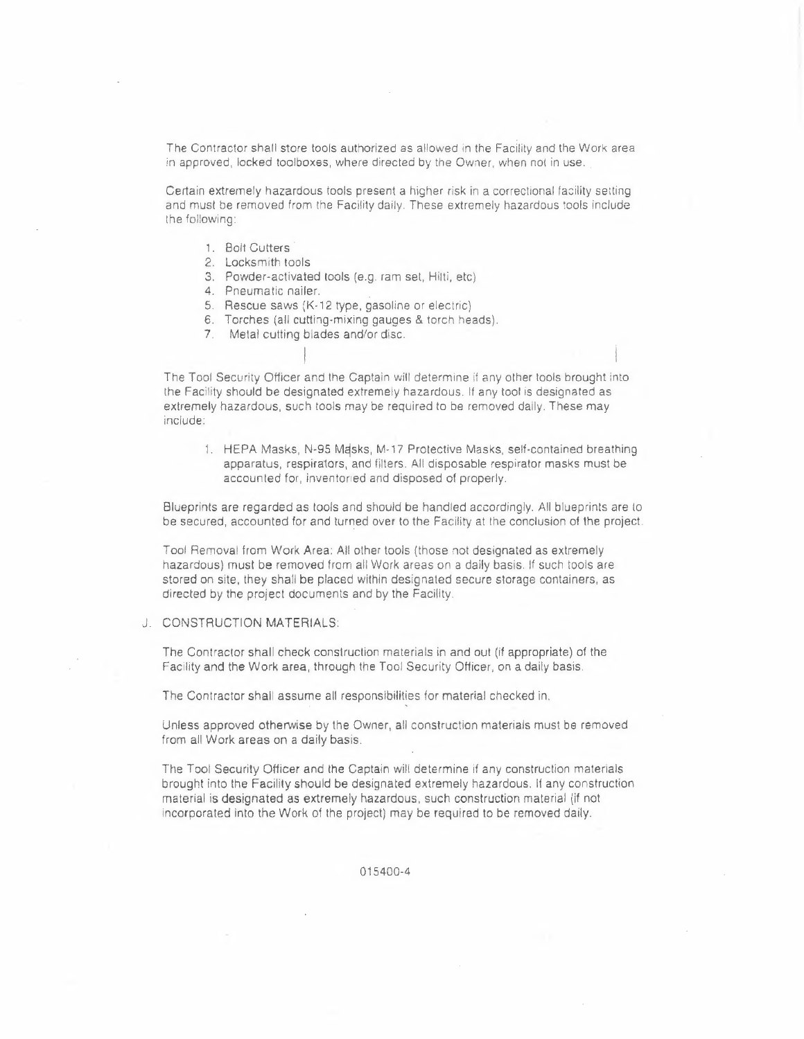The Contractor shall store tools authorized as allowed in the Facility and the Work area in approved, locked toolboxes, where directed by the Owner, when not in use.

Certain extremely hazardous tools present a higher risk in a correctional facility setting and must be removed from the Facility daily. These extremely hazardous tools include the following:

1. Bolt Cutters
2. Locksmith tools
3. Powder-activated tools (e.g. ram set, Hilti, etc)
4. Pneumatic nailer.
5. Rescue saws (K-12 type, gasoline or electric)
6. Torches (all cutting-mixing gauges & torch heads).
7. Metal cutting blades and/or disc.

The Tool Security Officer and the Captain will determine if any other tools brought into the Facility should be designated extremely hazardous. If any tool is designated as extremely hazardous, such tools may be required to be removed daily. These may include:

1. HEPA Masks, N-95 Masks, M-17 Protective Masks, self-contained breathing apparatus, respirators, and filters. All disposable respirator masks must be accounted for, inventoried and disposed of properly.

Blueprints are regarded as tools and should be handled accordingly. All blueprints are to be secured, accounted for and turned over to the Facility at the conclusion of the project.

Tool Removal from Work Area: All other tools (those not designated as extremely hazardous) must be removed from all Work areas on a daily basis. If such tools are stored on site, they shall be placed within designated secure storage containers, as directed by the project documents and by the Facility.

J. CONSTRUCTION MATERIALS:

The Contractor shall check construction materials in and out (if appropriate) of the Facility and the Work area, through the Tool Security Officer, on a daily basis.

The Contractor shall assume all responsibilities for material checked in.

Unless approved otherwise by the Owner, all construction materials must be removed from all Work areas on a daily basis.

The Tool Security Officer and the Captain will determine if any construction materials brought into the Facility should be designated extremely hazardous. If any construction material is designated as extremely hazardous, such construction material (if not incorporated into the Work of the project) may be required to be removed daily.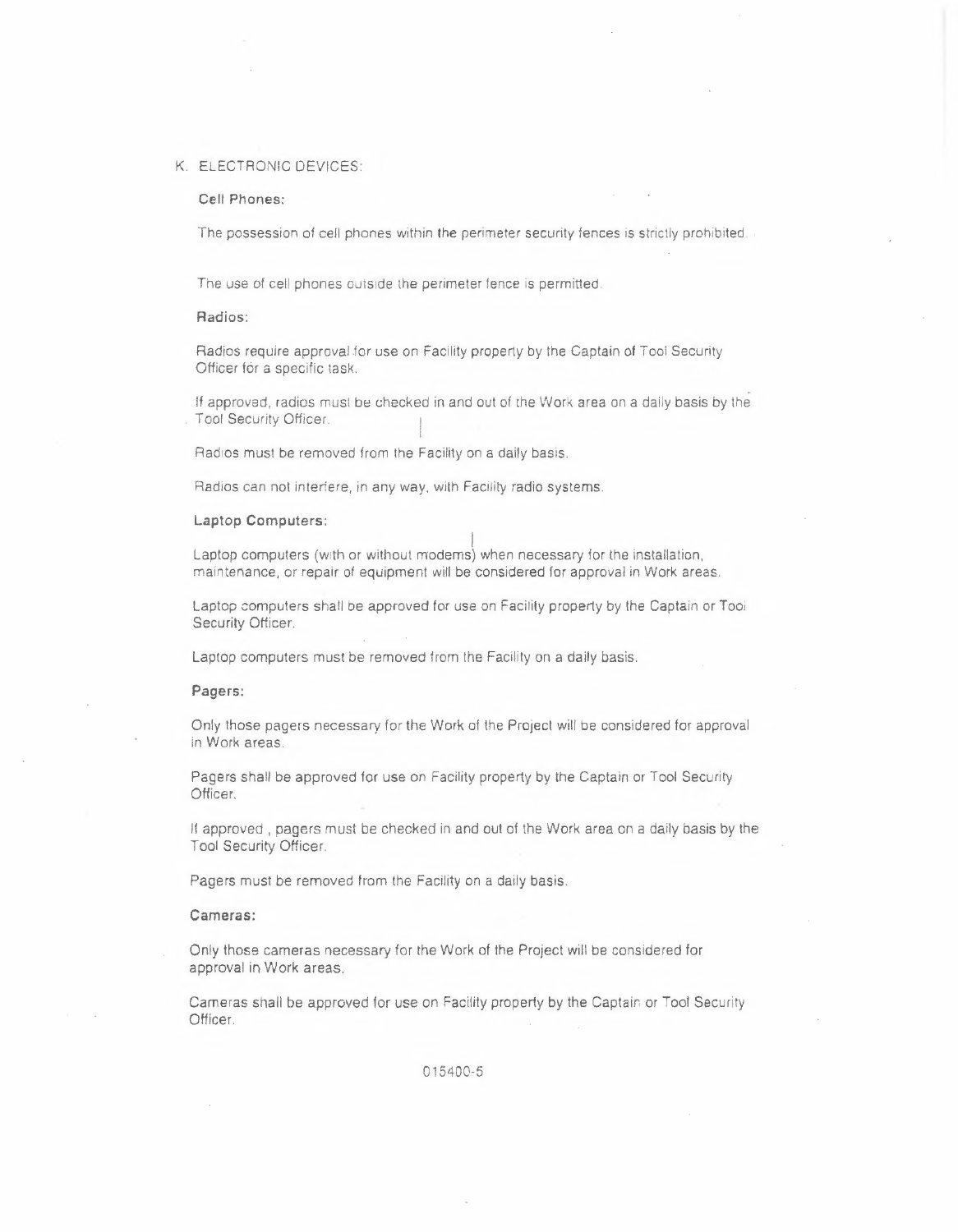K. ELECTRONIC DEVICES:

**Cell Phones:**

The possession of cell phones within the perimeter security fences is strictly prohibited.

The use of cell phones outside the perimeter fence is permitted.

**Radios:**

Radios require approval for use on Facility property by the Captain of Tool Security Officer for a specific task.

If approved, radios must be checked in and out of the Work area on a daily basis by the Tool Security Officer.

Radios must be removed from the Facility on a daily basis.

Radios can not interfere, in any way, with Facility radio systems.

**Laptop Computers:**

Laptop computers (with or without modems) when necessary for the installation, maintenance, or repair of equipment will be considered for approval in Work areas.

Laptop computers shall be approved for use on Facility property by the Captain or Tool Security Officer.

Laptop computers must be removed from the Facility on a daily basis.

**Pagers:**

Only those pagers necessary for the Work of the Project will be considered for approval in Work areas.

Pagers shall be approved for use on Facility property by the Captain or Tool Security Officer.

If approved , pagers must be checked in and out of the Work area on a daily basis by the Tool Security Officer.

Pagers must be removed from the Facility on a daily basis.

**Cameras:**

Only those cameras necessary for the Work of the Project will be considered for approval in Work areas.

Cameras shall be approved for use on Facility property by the Captain or Tool Security Officer.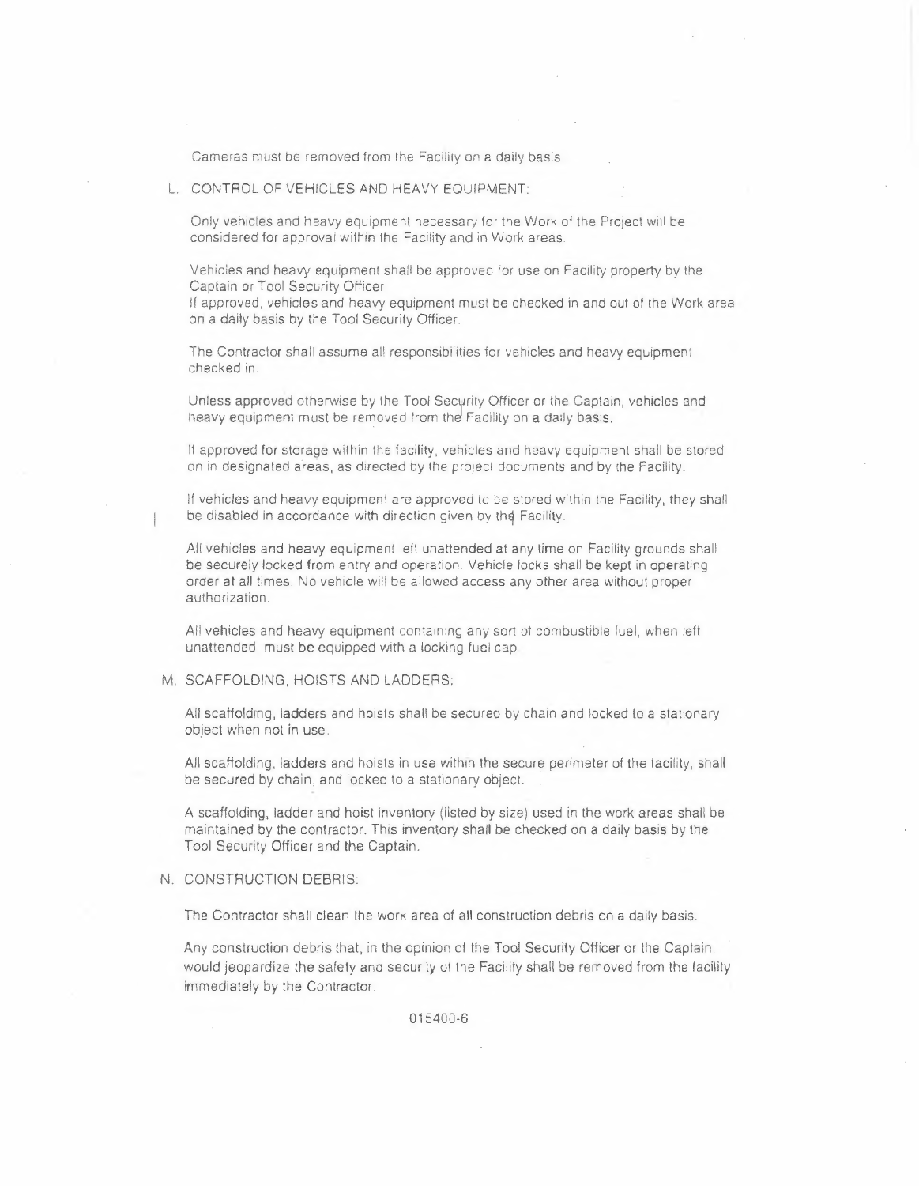Cameras must be removed from the Facility on a daily basis.

L. CONTROL OF VEHICLES AND HEAVY EQUIPMENT:

Only vehicles and heavy equipment necessary for the Work of the Project will be considered for approval within the Facility and in Work areas.

Vehicles and heavy equipment shall be approved for use on Facility property by the Captain or Tool Security Officer.
If approved, vehicles and heavy equipment must be checked in and out of the Work area on a daily basis by the Tool Security Officer.

The Contractor shall assume all responsibilities for vehicles and heavy equipment checked in.

Unless approved otherwise by the Tool Security Officer or the Captain, vehicles and heavy equipment must be removed from the Facility on a daily basis.

If approved for storage within the facility, vehicles and heavy equipment shall be stored on in designated areas, as directed by the project documents and by the Facility.

If vehicles and heavy equipment are approved to be stored within the Facility, they shall be disabled in accordance with direction given by the Facility.

All vehicles and heavy equipment left unattended at any time on Facility grounds shall be securely locked from entry and operation. Vehicle locks shall be kept in operating order at all times. No vehicle will be allowed access any other area without proper authorization.

All vehicles and heavy equipment containing any sort of combustible fuel, when left unattended, must be equipped with a locking fuel cap.

M. SCAFFOLDING, HOISTS AND LADDERS:

All scaffolding, ladders and hoists shall be secured by chain and locked to a stationary object when not in use.

All scaffolding, ladders and hoists in use within the secure perimeter of the facility, shall be secured by chain, and locked to a stationary object.

A scaffolding, ladder and hoist inventory (listed by size) used in the work areas shall be maintained by the contractor. This inventory shall be checked on a daily basis by the Tool Security Officer and the Captain.

N. CONSTRUCTION DEBRIS:

The Contractor shall clean the work area of all construction debris on a daily basis.

Any construction debris that, in the opinion of the Tool Security Officer or the Captain, would jeopardize the safety and security of the Facility shall be removed from the facility immediately by the Contractor.